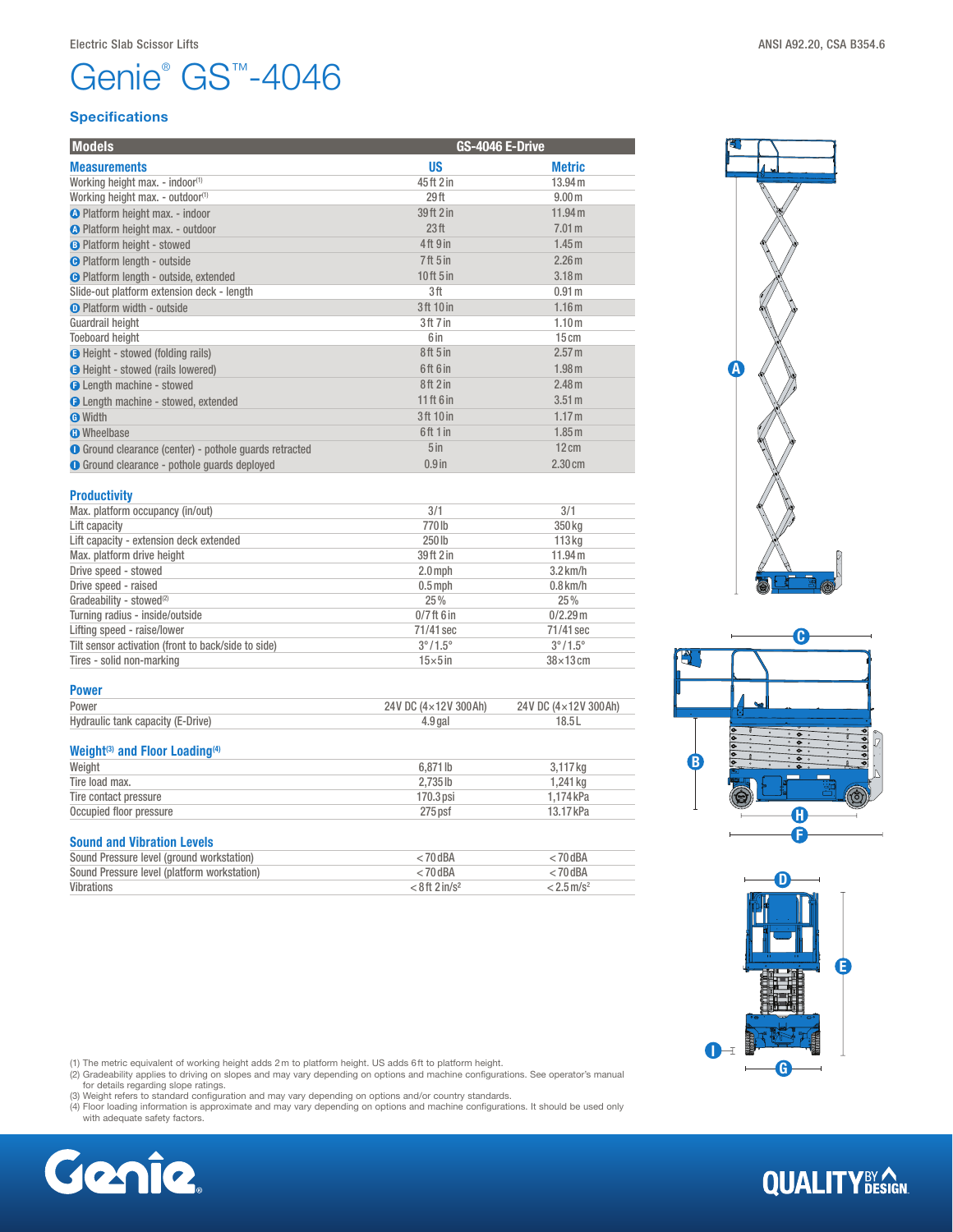Electric Slab Scissor Lifts

ANSI A92.20, CSA B354.6

# Genie® GS™-4046

## Specifications

| Models | GS-4046 E-Drive | |
|---|---|---|
| **Measurements** | **US** | **Metric** |
| Working height max. - indoor(1) | 45 ft 2 in | 13.94 m |
| Working height max. - outdoor(1) | 29 ft | 9.00 m |
| A Platform height max. - indoor | 39 ft 2 in | 11.94 m |
| A Platform height max. - outdoor | 23 ft | 7.01 m |
| B Platform height - stowed | 4 ft 9 in | 1.45 m |
| C Platform length - outside | 7 ft 5 in | 2.26 m |
| C Platform length - outside, extended | 10 ft 5 in | 3.18 m |
| Slide-out platform extension deck - length | 3 ft | 0.91 m |
| D Platform width - outside | 3 ft 10 in | 1.16 m |
| Guardrail height | 3 ft 7 in | 1.10 m |
| Toeboard height | 6 in | 15 cm |
| E Height - stowed (folding rails) | 8 ft 5 in | 2.57 m |
| E Height - stowed (rails lowered) | 6 ft 6 in | 1.98 m |
| F Length machine - stowed | 8 ft 2 in | 2.48 m |
| F Length machine - stowed, extended | 11 ft 6 in | 3.51 m |
| G Width | 3 ft 10 in | 1.17 m |
| H Wheelbase | 6 ft 1 in | 1.85 m |
| I Ground clearance (center) - pothole guards retracted | 5 in | 12 cm |
| I Ground clearance - pothole guards deployed | 0.9 in | 2.30 cm |

| **Productivity** | | |
|---|---|---|
| Max. platform occupancy (in/out) | 3/1 | 3/1 |
| Lift capacity | 770 lb | 350 kg |
| Lift capacity - extension deck extended | 250 lb | 113 kg |
| Max. platform drive height | 39 ft 2 in | 11.94 m |
| Drive speed - stowed | 2.0 mph | 3.2 km/h |
| Drive speed - raised | 0.5 mph | 0.8 km/h |
| Gradeability - stowed(2) | 25% | 25% |
| Turning radius - inside/outside | 0/7 ft 6 in | 0/2.29 m |
| Lifting speed - raise/lower | 71/41 sec | 71/41 sec |
| Tilt sensor activation (front to back/side to side) | 3° / 1.5° | 3° / 1.5° |
| Tires - solid non-marking | 15×5 in | 38×13 cm |

| **Power** | | |
|---|---|---|
| Power | 24V DC (4×12V 300Ah) | 24V DC (4×12V 300Ah) |
| Hydraulic tank capacity (E-Drive) | 4.9 gal | 18.5 L |

| **Weight(3) and Floor Loading(4)** | | |
|---|---|---|
| Weight | 6,871 lb | 3,117 kg |
| Tire load max. | 2,735 lb | 1,241 kg |
| Tire contact pressure | 170.3 psi | 1,174 kPa |
| Occupied floor pressure | 275 psf | 13.17 kPa |

| **Sound and Vibration Levels** | | |
|---|---|---|
| Sound Pressure level (ground workstation) | < 70 dBA | < 70 dBA |
| Sound Pressure level (platform workstation) | < 70 dBA | < 70 dBA |
| Vibrations | < 8 ft 2 in/s² | < 2.5 m/s² |

(1) The metric equivalent of working height adds 2 m to platform height. US adds 6 ft to platform height.
(2) Gradeability applies to driving on slopes and may vary depending on options and machine configurations. See operator's manual for details regarding slope ratings.
(3) Weight refers to standard configuration and may vary depending on options and/or country standards.
(4) Floor loading information is approximate and may vary depending on options and machine configurations. It should be used only with adequate safety factors.

Genie. QUALITY BY DESIGN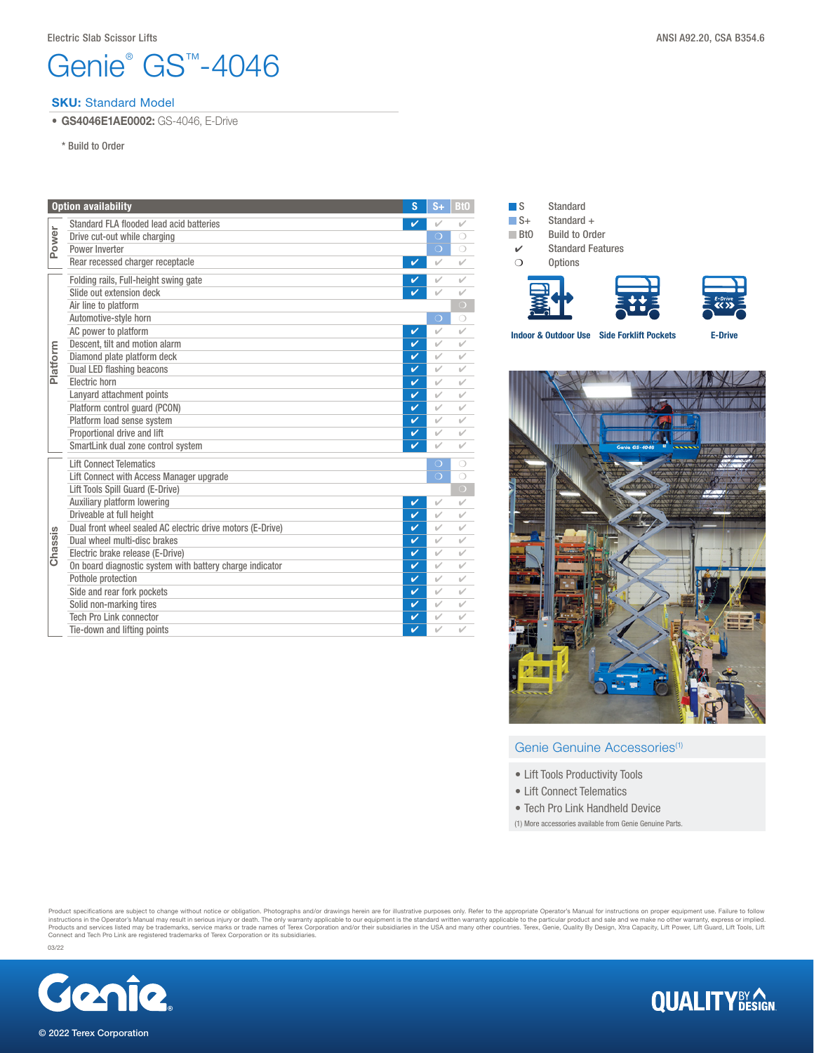Electric Slab Scissor Lifts

ANSI A92.20, CSA B354.6

# Genie® GS™-4046

**SKU:** Standard Model

- **GS4046E1AE0002:** GS-4046, E-Drive

\* Build to Order

| | Option availability | S | S+ | BtO |
|---|---|---|---|---|
| Power | Standard FLA flooded lead acid batteries | ✔ | ✔ | ✔ |
| | Drive cut-out while charging | | ❍ | ❍ |
| | Power Inverter | | ❍ | ❍ |
| | Rear recessed charger receptacle | ✔ | ✔ | ✔ |
| Platform | Folding rails, Full-height swing gate | ✔ | ✔ | ✔ |
| | Slide out extension deck | ✔ | ✔ | ✔ |
| | Air line to platform | | | ❍ |
| | Automotive-style horn | | ❍ | ❍ |
| | AC power to platform | ✔ | ✔ | ✔ |
| | Descent, tilt and motion alarm | ✔ | ✔ | ✔ |
| | Diamond plate platform deck | ✔ | ✔ | ✔ |
| | Dual LED flashing beacons | ✔ | ✔ | ✔ |
| | Electric horn | ✔ | ✔ | ✔ |
| | Lanyard attachment points | ✔ | ✔ | ✔ |
| | Platform control guard (PCON) | ✔ | ✔ | ✔ |
| | Platform load sense system | ✔ | ✔ | ✔ |
| | Proportional drive and lift | ✔ | ✔ | ✔ |
| | SmartLink dual zone control system | ✔ | ✔ | ✔ |
| Chassis | Lift Connect Telematics | | ❍ | ❍ |
| | Lift Connect with Access Manager upgrade | | ❍ | ❍ |
| | Lift Tools Spill Guard (E-Drive) | | | ❍ |
| | Auxiliary platform lowering | ✔ | ✔ | ✔ |
| | Driveable at full height | ✔ | ✔ | ✔ |
| | Dual front wheel sealed AC electric drive motors (E-Drive) | ✔ | ✔ | ✔ |
| | Dual wheel multi-disc brakes | ✔ | ✔ | ✔ |
| | Electric brake release (E-Drive) | ✔ | ✔ | ✔ |
| | On board diagnostic system with battery charge indicator | ✔ | ✔ | ✔ |
| | Pothole protection | ✔ | ✔ | ✔ |
| | Side and rear fork pockets | ✔ | ✔ | ✔ |
| | Solid non-marking tires | ✔ | ✔ | ✔ |
| | Tech Pro Link connector | ✔ | ✔ | ✔ |
| | Tie-down and lifting points | ✔ | ✔ | ✔ |

- S — Standard
- S+ — Standard +
- BtO — Build to Order
- ✔ — Standard Features
- ❍ — Options

Indoor & Outdoor Use

Side Forklift Pockets

E-Drive

## Genie Genuine Accessories[1]

- Lift Tools Productivity Tools
- Lift Connect Telematics
- Tech Pro Link Handheld Device

(1) More accessories available from Genie Genuine Parts.

Product specifications are subject to change without notice or obligation. Photographs and/or drawings herein are for illustrative purposes only. Refer to the appropriate Operator's Manual for instructions on proper equipment use. Failure to follow instructions in the Operator's Manual may result in serious injury or death. The only warranty applicable to our equipment is the standard written warranty applicable to the particular product and sale and we make no other warranty, express or implied. Products and services listed may be trademarks, service marks or trade names of Terex Corporation and/or their subsidiaries in the USA and many other countries. Terex, Genie, Quality By Design, Xtra Capacity, Lift Power, Lift Guard, Lift Tools, Lift Connect and Tech Pro Link are registered trademarks of Terex Corporation or its subsidiaries.

03/22

© 2022 Terex Corporation